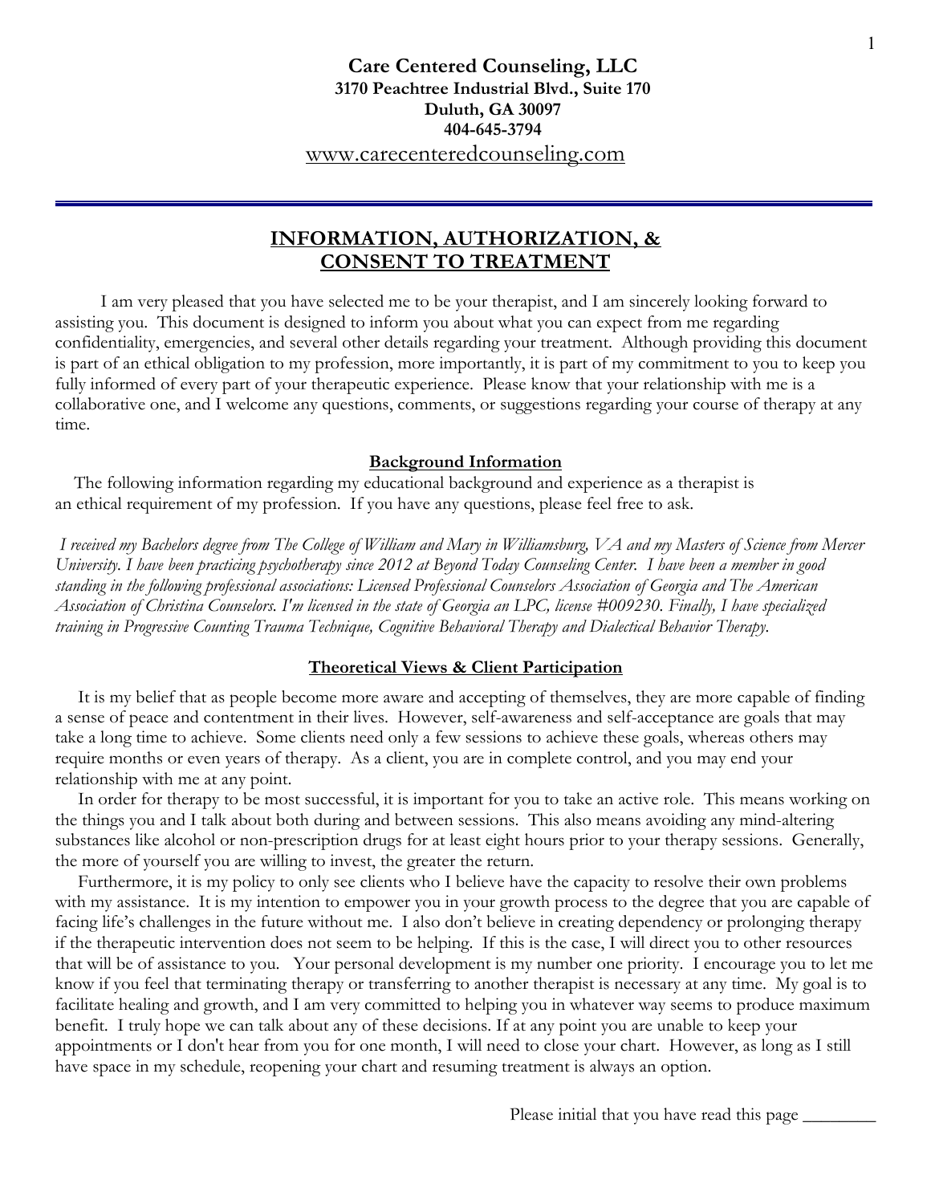**Care Centered Counseling, LLC**
**3170 Peachtree Industrial Blvd., Suite 170**
**Duluth, GA 30097**
**404-645-3794**
www.carecenteredcounseling.com

---

## INFORMATION, AUTHORIZATION, & CONSENT TO TREATMENT

I am very pleased that you have selected me to be your therapist, and I am sincerely looking forward to assisting you. This document is designed to inform you about what you can expect from me regarding confidentiality, emergencies, and several other details regarding your treatment. Although providing this document is part of an ethical obligation to my profession, more importantly, it is part of my commitment to you to keep you fully informed of every part of your therapeutic experience. Please know that your relationship with me is a collaborative one, and I welcome any questions, comments, or suggestions regarding your course of therapy at any time.

### Background Information

The following information regarding my educational background and experience as a therapist is an ethical requirement of my profession. If you have any questions, please feel free to ask.

*I received my Bachelors degree from The College of William and Mary in Williamsburg, VA and my Masters of Science from Mercer University. I have been practicing psychotherapy since 2012 at Beyond Today Counseling Center. I have been a member in good standing in the following professional associations: Licensed Professional Counselors Association of Georgia and The American Association of Christina Counselors. I'm licensed in the state of Georgia an LPC, license #009230. Finally, I have specialized training in Progressive Counting Trauma Technique, Cognitive Behavioral Therapy and Dialectical Behavior Therapy.*

### Theoretical Views & Client Participation

It is my belief that as people become more aware and accepting of themselves, they are more capable of finding a sense of peace and contentment in their lives. However, self-awareness and self-acceptance are goals that may take a long time to achieve. Some clients need only a few sessions to achieve these goals, whereas others may require months or even years of therapy. As a client, you are in complete control, and you may end your relationship with me at any point.

In order for therapy to be most successful, it is important for you to take an active role. This means working on the things you and I talk about both during and between sessions. This also means avoiding any mind-altering substances like alcohol or non-prescription drugs for at least eight hours prior to your therapy sessions. Generally, the more of yourself you are willing to invest, the greater the return.

Furthermore, it is my policy to only see clients who I believe have the capacity to resolve their own problems with my assistance. It is my intention to empower you in your growth process to the degree that you are capable of facing life's challenges in the future without me. I also don't believe in creating dependency or prolonging therapy if the therapeutic intervention does not seem to be helping. If this is the case, I will direct you to other resources that will be of assistance to you. Your personal development is my number one priority. I encourage you to let me know if you feel that terminating therapy or transferring to another therapist is necessary at any time. My goal is to facilitate healing and growth, and I am very committed to helping you in whatever way seems to produce maximum benefit. I truly hope we can talk about any of these decisions. If at any point you are unable to keep your appointments or I don't hear from you for one month, I will need to close your chart. However, as long as I still have space in my schedule, reopening your chart and resuming treatment is always an option.

Please initial that you have read this page ________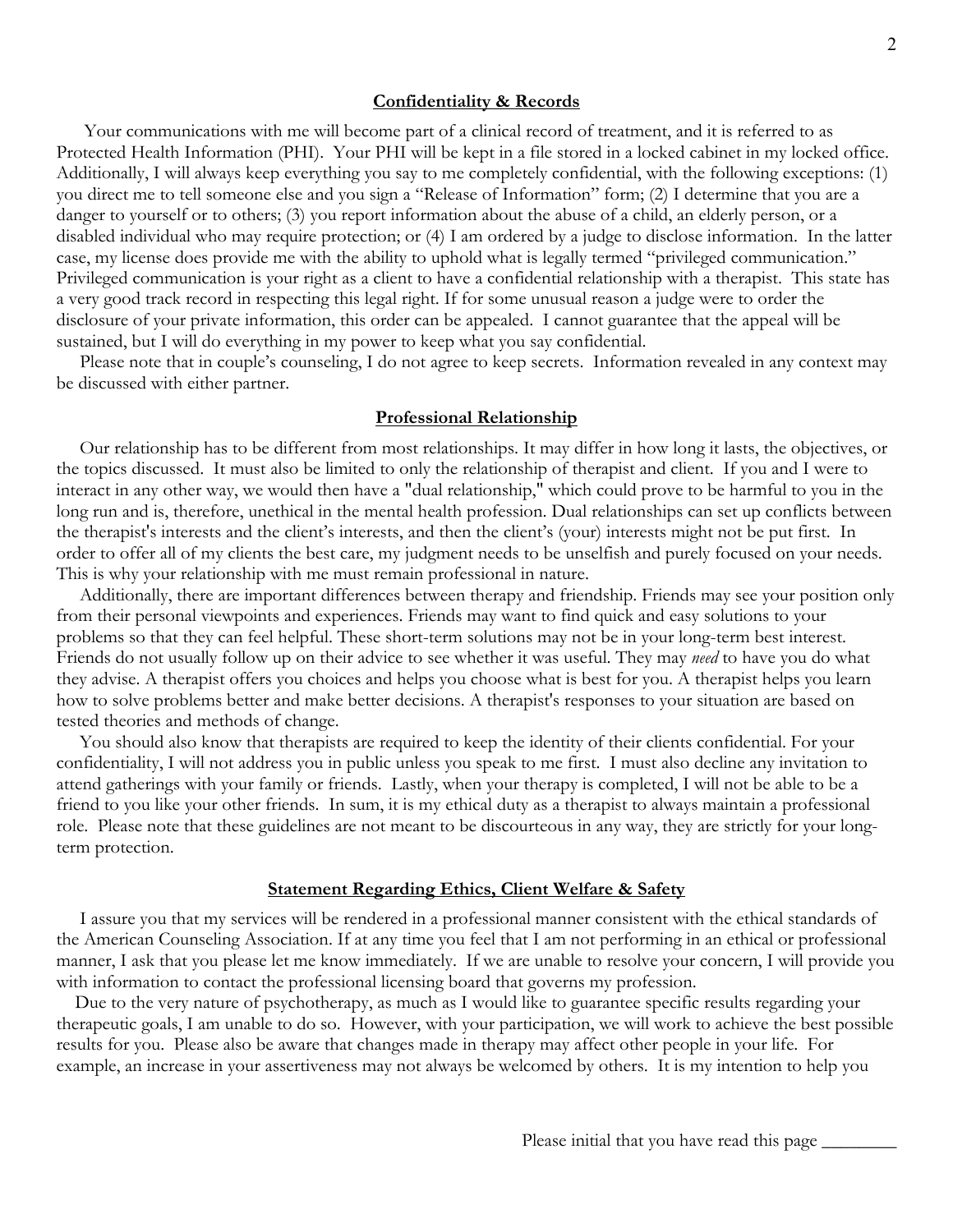## Confidentiality & Records

Your communications with me will become part of a clinical record of treatment, and it is referred to as Protected Health Information (PHI). Your PHI will be kept in a file stored in a locked cabinet in my locked office. Additionally, I will always keep everything you say to me completely confidential, with the following exceptions: (1) you direct me to tell someone else and you sign a "Release of Information" form; (2) I determine that you are a danger to yourself or to others; (3) you report information about the abuse of a child, an elderly person, or a disabled individual who may require protection; or (4) I am ordered by a judge to disclose information. In the latter case, my license does provide me with the ability to uphold what is legally termed "privileged communication." Privileged communication is your right as a client to have a confidential relationship with a therapist. This state has a very good track record in respecting this legal right. If for some unusual reason a judge were to order the disclosure of your private information, this order can be appealed. I cannot guarantee that the appeal will be sustained, but I will do everything in my power to keep what you say confidential.

Please note that in couple's counseling, I do not agree to keep secrets. Information revealed in any context may be discussed with either partner.

## Professional Relationship

Our relationship has to be different from most relationships. It may differ in how long it lasts, the objectives, or the topics discussed. It must also be limited to only the relationship of therapist and client. If you and I were to interact in any other way, we would then have a "dual relationship," which could prove to be harmful to you in the long run and is, therefore, unethical in the mental health profession. Dual relationships can set up conflicts between the therapist's interests and the client's interests, and then the client's (your) interests might not be put first. In order to offer all of my clients the best care, my judgment needs to be unselfish and purely focused on your needs. This is why your relationship with me must remain professional in nature.

Additionally, there are important differences between therapy and friendship. Friends may see your position only from their personal viewpoints and experiences. Friends may want to find quick and easy solutions to your problems so that they can feel helpful. These short-term solutions may not be in your long-term best interest. Friends do not usually follow up on their advice to see whether it was useful. They may *need* to have you do what they advise. A therapist offers you choices and helps you choose what is best for you. A therapist helps you learn how to solve problems better and make better decisions. A therapist's responses to your situation are based on tested theories and methods of change.

You should also know that therapists are required to keep the identity of their clients confidential. For your confidentiality, I will not address you in public unless you speak to me first. I must also decline any invitation to attend gatherings with your family or friends. Lastly, when your therapy is completed, I will not be able to be a friend to you like your other friends. In sum, it is my ethical duty as a therapist to always maintain a professional role. Please note that these guidelines are not meant to be discourteous in any way, they are strictly for your long-term protection.

## Statement Regarding Ethics, Client Welfare & Safety

I assure you that my services will be rendered in a professional manner consistent with the ethical standards of the American Counseling Association. If at any time you feel that I am not performing in an ethical or professional manner, I ask that you please let me know immediately. If we are unable to resolve your concern, I will provide you with information to contact the professional licensing board that governs my profession.

Due to the very nature of psychotherapy, as much as I would like to guarantee specific results regarding your therapeutic goals, I am unable to do so. However, with your participation, we will work to achieve the best possible results for you. Please also be aware that changes made in therapy may affect other people in your life. For example, an increase in your assertiveness may not always be welcomed by others. It is my intention to help you

Please initial that you have read this page ________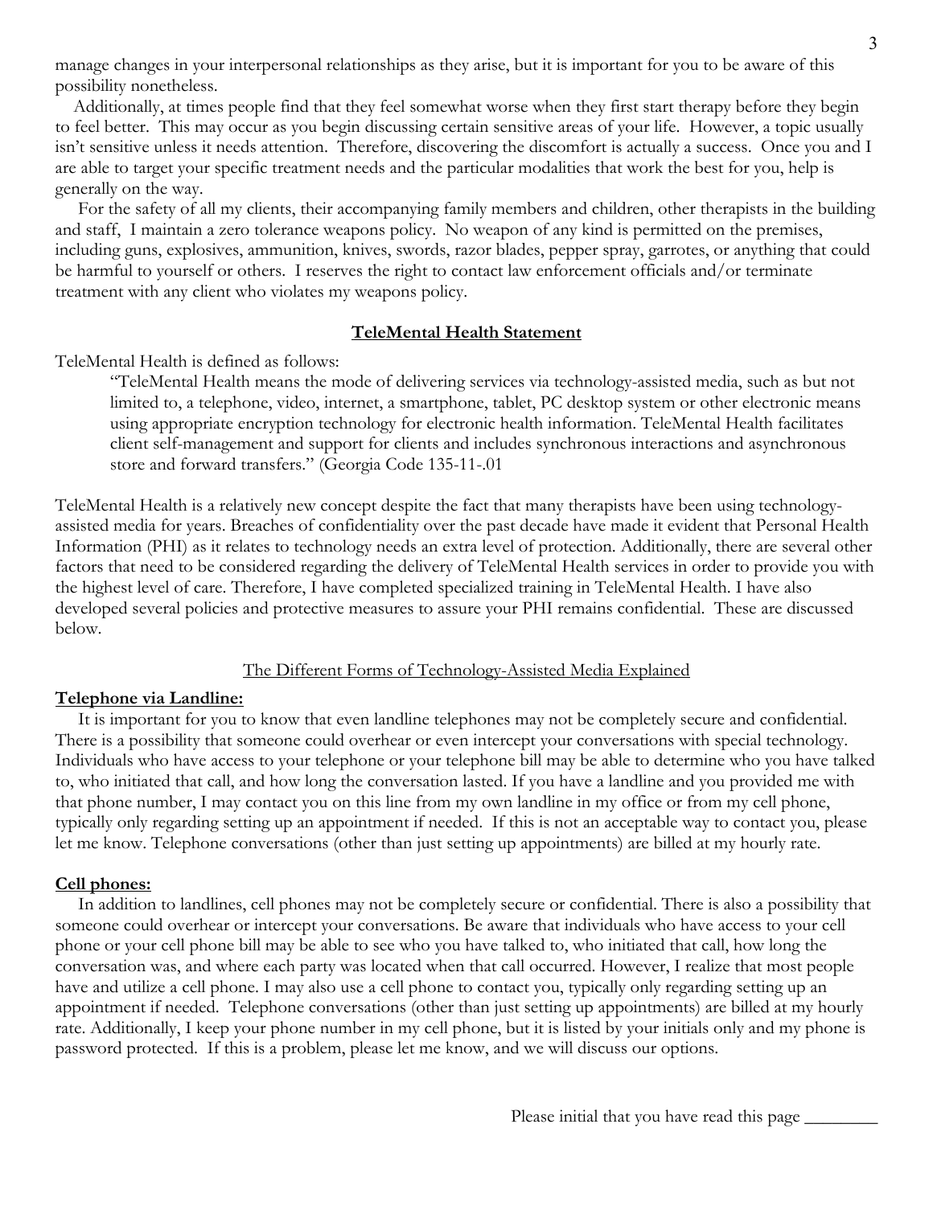manage changes in your interpersonal relationships as they arise, but it is important for you to be aware of this possibility nonetheless.

Additionally, at times people find that they feel somewhat worse when they first start therapy before they begin to feel better. This may occur as you begin discussing certain sensitive areas of your life. However, a topic usually isn't sensitive unless it needs attention. Therefore, discovering the discomfort is actually a success. Once you and I are able to target your specific treatment needs and the particular modalities that work the best for you, help is generally on the way.

For the safety of all my clients, their accompanying family members and children, other therapists in the building and staff, I maintain a zero tolerance weapons policy. No weapon of any kind is permitted on the premises, including guns, explosives, ammunition, knives, swords, razor blades, pepper spray, garrotes, or anything that could be harmful to yourself or others. I reserves the right to contact law enforcement officials and/or terminate treatment with any client who violates my weapons policy.

## **TeleMental Health Statement**

TeleMental Health is defined as follows:

> "TeleMental Health means the mode of delivering services via technology-assisted media, such as but not limited to, a telephone, video, internet, a smartphone, tablet, PC desktop system or other electronic means using appropriate encryption technology for electronic health information. TeleMental Health facilitates client self-management and support for clients and includes synchronous interactions and asynchronous store and forward transfers." (Georgia Code 135-11-.01

TeleMental Health is a relatively new concept despite the fact that many therapists have been using technology-assisted media for years. Breaches of confidentiality over the past decade have made it evident that Personal Health Information (PHI) as it relates to technology needs an extra level of protection. Additionally, there are several other factors that need to be considered regarding the delivery of TeleMental Health services in order to provide you with the highest level of care. Therefore, I have completed specialized training in TeleMental Health. I have also developed several policies and protective measures to assure your PHI remains confidential. These are discussed below.

### The Different Forms of Technology-Assisted Media Explained

**Telephone via Landline:**

It is important for you to know that even landline telephones may not be completely secure and confidential. There is a possibility that someone could overhear or even intercept your conversations with special technology. Individuals who have access to your telephone or your telephone bill may be able to determine who you have talked to, who initiated that call, and how long the conversation lasted. If you have a landline and you provided me with that phone number, I may contact you on this line from my own landline in my office or from my cell phone, typically only regarding setting up an appointment if needed. If this is not an acceptable way to contact you, please let me know. Telephone conversations (other than just setting up appointments) are billed at my hourly rate.

**Cell phones:**

In addition to landlines, cell phones may not be completely secure or confidential. There is also a possibility that someone could overhear or intercept your conversations. Be aware that individuals who have access to your cell phone or your cell phone bill may be able to see who you have talked to, who initiated that call, how long the conversation was, and where each party was located when that call occurred. However, I realize that most people have and utilize a cell phone. I may also use a cell phone to contact you, typically only regarding setting up an appointment if needed. Telephone conversations (other than just setting up appointments) are billed at my hourly rate. Additionally, I keep your phone number in my cell phone, but it is listed by your initials only and my phone is password protected. If this is a problem, please let me know, and we will discuss our options.

Please initial that you have read this page ________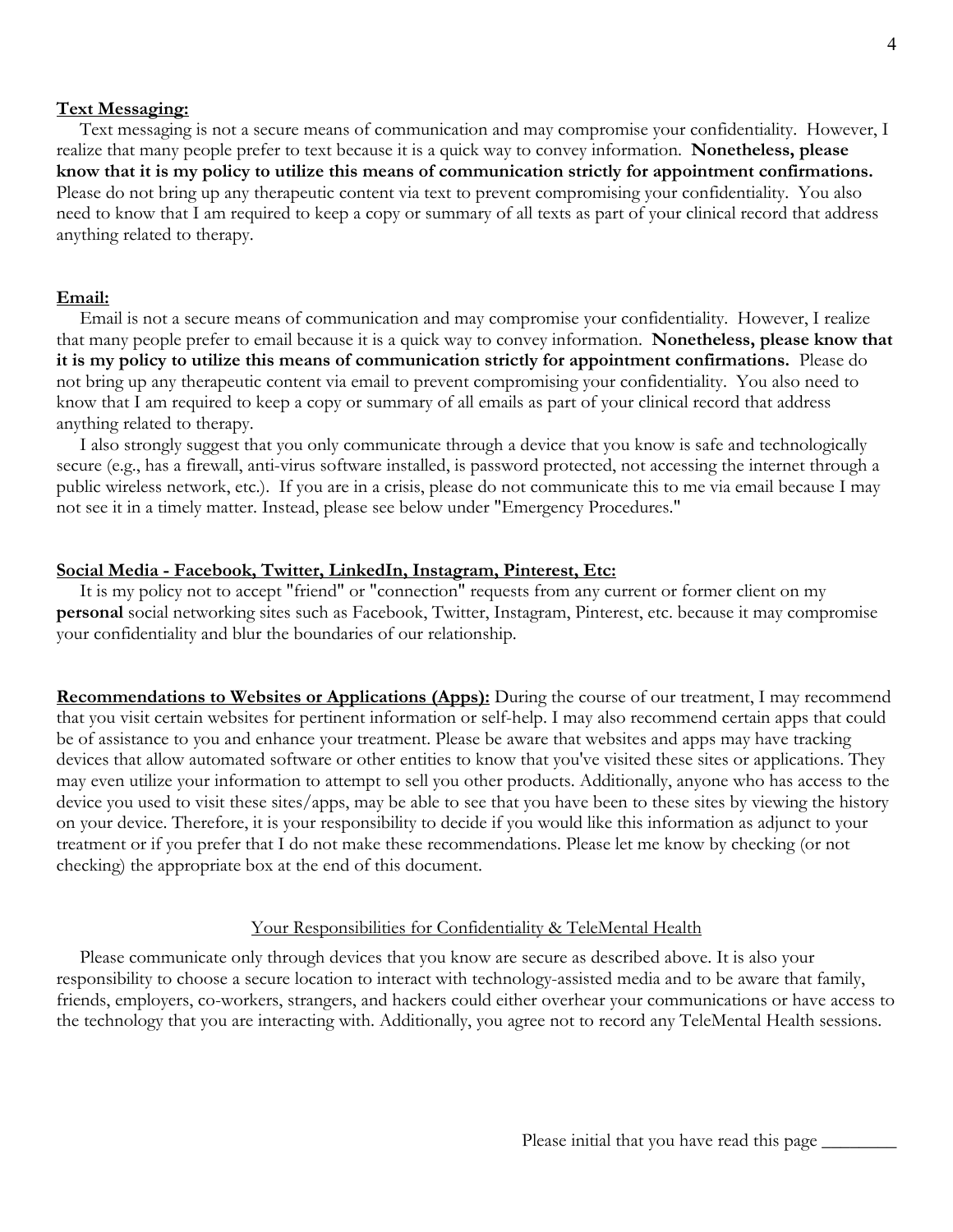**Text Messaging:**

Text messaging is not a secure means of communication and may compromise your confidentiality. However, I realize that many people prefer to text because it is a quick way to convey information. **Nonetheless, please know that it is my policy to utilize this means of communication strictly for appointment confirmations.** Please do not bring up any therapeutic content via text to prevent compromising your confidentiality. You also need to know that I am required to keep a copy or summary of all texts as part of your clinical record that address anything related to therapy.

**Email:**

Email is not a secure means of communication and may compromise your confidentiality. However, I realize that many people prefer to email because it is a quick way to convey information. **Nonetheless, please know that it is my policy to utilize this means of communication strictly for appointment confirmations.** Please do not bring up any therapeutic content via email to prevent compromising your confidentiality. You also need to know that I am required to keep a copy or summary of all emails as part of your clinical record that address anything related to therapy.

I also strongly suggest that you only communicate through a device that you know is safe and technologically secure (e.g., has a firewall, anti-virus software installed, is password protected, not accessing the internet through a public wireless network, etc.). If you are in a crisis, please do not communicate this to me via email because I may not see it in a timely matter. Instead, please see below under "Emergency Procedures."

**Social Media - Facebook, Twitter, LinkedIn, Instagram, Pinterest, Etc:**

It is my policy not to accept "friend" or "connection" requests from any current or former client on my **personal** social networking sites such as Facebook, Twitter, Instagram, Pinterest, etc. because it may compromise your confidentiality and blur the boundaries of our relationship.

**Recommendations to Websites or Applications (Apps):** During the course of our treatment, I may recommend that you visit certain websites for pertinent information or self-help. I may also recommend certain apps that could be of assistance to you and enhance your treatment. Please be aware that websites and apps may have tracking devices that allow automated software or other entities to know that you've visited these sites or applications. They may even utilize your information to attempt to sell you other products. Additionally, anyone who has access to the device you used to visit these sites/apps, may be able to see that you have been to these sites by viewing the history on your device. Therefore, it is your responsibility to decide if you would like this information as adjunct to your treatment or if you prefer that I do not make these recommendations. Please let me know by checking (or not checking) the appropriate box at the end of this document.

## Your Responsibilities for Confidentiality & TeleMental Health

Please communicate only through devices that you know are secure as described above. It is also your responsibility to choose a secure location to interact with technology-assisted media and to be aware that family, friends, employers, co-workers, strangers, and hackers could either overhear your communications or have access to the technology that you are interacting with. Additionally, you agree not to record any TeleMental Health sessions.

Please initial that you have read this page ________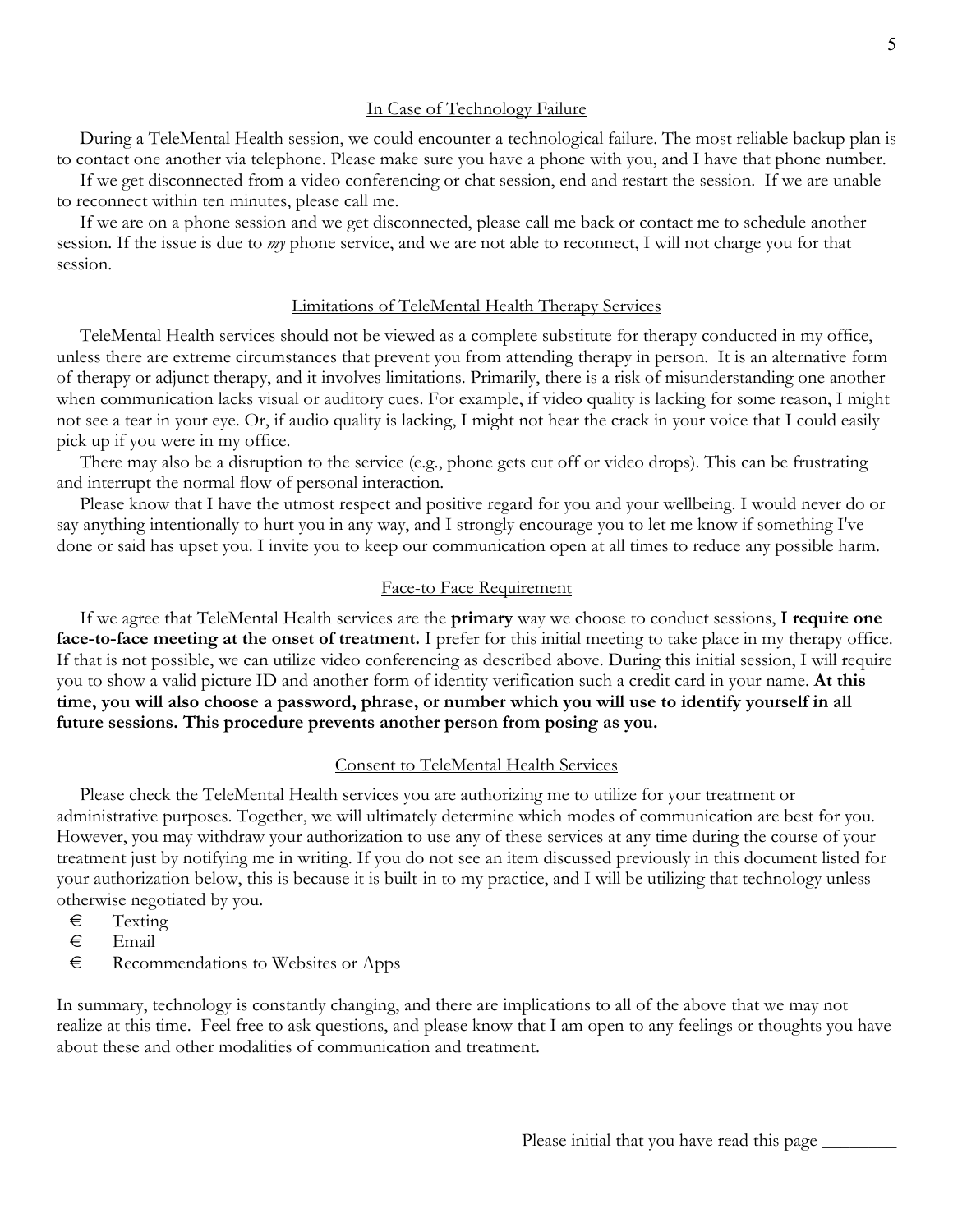## In Case of Technology Failure

During a TeleMental Health session, we could encounter a technological failure. The most reliable backup plan is to contact one another via telephone. Please make sure you have a phone with you, and I have that phone number.

If we get disconnected from a video conferencing or chat session, end and restart the session. If we are unable to reconnect within ten minutes, please call me.

If we are on a phone session and we get disconnected, please call me back or contact me to schedule another session. If the issue is due to *my* phone service, and we are not able to reconnect, I will not charge you for that session.

## Limitations of TeleMental Health Therapy Services

TeleMental Health services should not be viewed as a complete substitute for therapy conducted in my office, unless there are extreme circumstances that prevent you from attending therapy in person. It is an alternative form of therapy or adjunct therapy, and it involves limitations. Primarily, there is a risk of misunderstanding one another when communication lacks visual or auditory cues. For example, if video quality is lacking for some reason, I might not see a tear in your eye. Or, if audio quality is lacking, I might not hear the crack in your voice that I could easily pick up if you were in my office.

There may also be a disruption to the service (e.g., phone gets cut off or video drops). This can be frustrating and interrupt the normal flow of personal interaction.

Please know that I have the utmost respect and positive regard for you and your wellbeing. I would never do or say anything intentionally to hurt you in any way, and I strongly encourage you to let me know if something I've done or said has upset you. I invite you to keep our communication open at all times to reduce any possible harm.

## Face-to Face Requirement

If we agree that TeleMental Health services are the **primary** way we choose to conduct sessions, **I require one face-to-face meeting at the onset of treatment.** I prefer for this initial meeting to take place in my therapy office. If that is not possible, we can utilize video conferencing as described above. During this initial session, I will require you to show a valid picture ID and another form of identity verification such a credit card in your name. **At this time, you will also choose a password, phrase, or number which you will use to identify yourself in all future sessions. This procedure prevents another person from posing as you.**

## Consent to TeleMental Health Services

Please check the TeleMental Health services you are authorizing me to utilize for your treatment or administrative purposes. Together, we will ultimately determine which modes of communication are best for you. However, you may withdraw your authorization to use any of these services at any time during the course of your treatment just by notifying me in writing. If you do not see an item discussed previously in this document listed for your authorization below, this is because it is built-in to my practice, and I will be utilizing that technology unless otherwise negotiated by you.

- ☐ Texting
- ☐ Email
- ☐ Recommendations to Websites or Apps

In summary, technology is constantly changing, and there are implications to all of the above that we may not realize at this time. Feel free to ask questions, and please know that I am open to any feelings or thoughts you have about these and other modalities of communication and treatment.

Please initial that you have read this page ________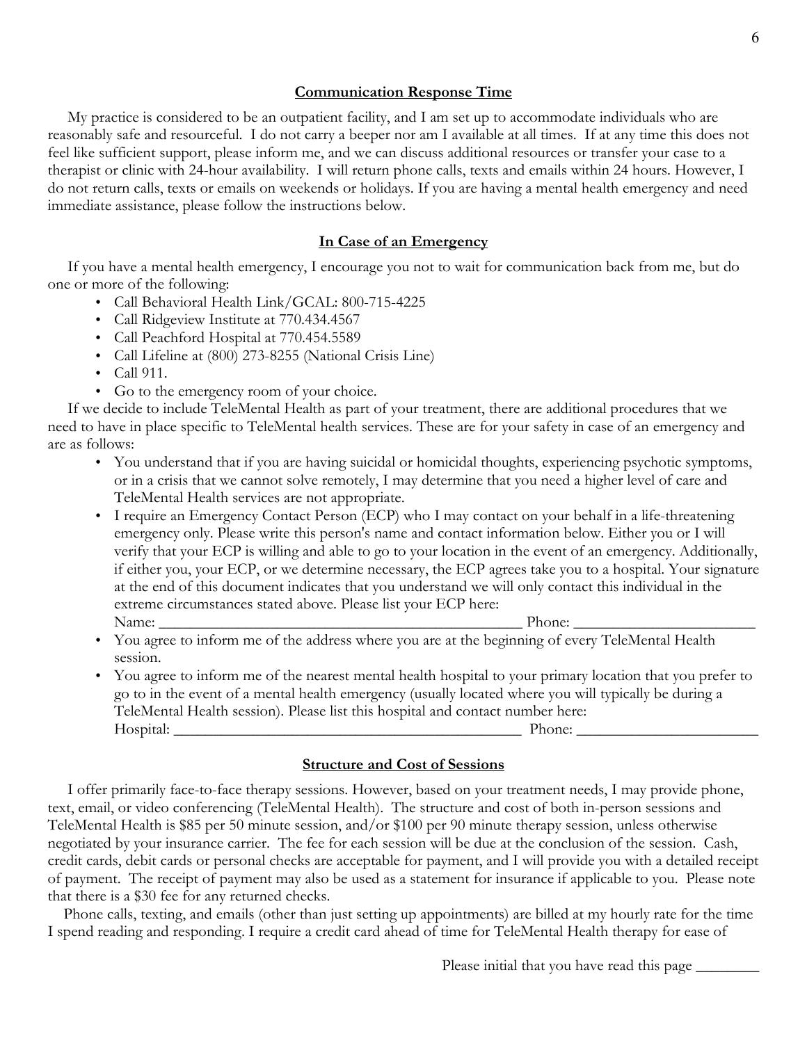## Communication Response Time

My practice is considered to be an outpatient facility, and I am set up to accommodate individuals who are reasonably safe and resourceful. I do not carry a beeper nor am I available at all times. If at any time this does not feel like sufficient support, please inform me, and we can discuss additional resources or transfer your case to a therapist or clinic with 24-hour availability. I will return phone calls, texts and emails within 24 hours. However, I do not return calls, texts or emails on weekends or holidays. If you are having a mental health emergency and need immediate assistance, please follow the instructions below.

## In Case of an Emergency

If you have a mental health emergency, I encourage you not to wait for communication back from me, but do one or more of the following:

- Call Behavioral Health Link/GCAL: 800-715-4225
- Call Ridgeview Institute at 770.434.4567
- Call Peachford Hospital at 770.454.5589
- Call Lifeline at (800) 273-8255 (National Crisis Line)
- Call 911.
- Go to the emergency room of your choice.

If we decide to include TeleMental Health as part of your treatment, there are additional procedures that we need to have in place specific to TeleMental health services. These are for your safety in case of an emergency and are as follows:

- You understand that if you are having suicidal or homicidal thoughts, experiencing psychotic symptoms, or in a crisis that we cannot solve remotely, I may determine that you need a higher level of care and TeleMental Health services are not appropriate.
- I require an Emergency Contact Person (ECP) who I may contact on your behalf in a life-threatening emergency only. Please write this person's name and contact information below. Either you or I will verify that your ECP is willing and able to go to your location in the event of an emergency. Additionally, if either you, your ECP, or we determine necessary, the ECP agrees take you to a hospital. Your signature at the end of this document indicates that you understand we will only contact this individual in the extreme circumstances stated above. Please list your ECP here:
  Name: _______________________________________________ Phone: _______________________
- You agree to inform me of the address where you are at the beginning of every TeleMental Health session.
- You agree to inform me of the nearest mental health hospital to your primary location that you prefer to go to in the event of a mental health emergency (usually located where you will typically be during a TeleMental Health session). Please list this hospital and contact number here:
  Hospital: ____________________________________________ Phone: _______________________

## Structure and Cost of Sessions

I offer primarily face-to-face therapy sessions. However, based on your treatment needs, I may provide phone, text, email, or video conferencing (TeleMental Health). The structure and cost of both in-person sessions and TeleMental Health is $85 per 50 minute session, and/or $100 per 90 minute therapy session, unless otherwise negotiated by your insurance carrier. The fee for each session will be due at the conclusion of the session. Cash, credit cards, debit cards or personal checks are acceptable for payment, and I will provide you with a detailed receipt of payment. The receipt of payment may also be used as a statement for insurance if applicable to you. Please note that there is a $30 fee for any returned checks.

Phone calls, texting, and emails (other than just setting up appointments) are billed at my hourly rate for the time I spend reading and responding. I require a credit card ahead of time for TeleMental Health therapy for ease of

Please initial that you have read this page ________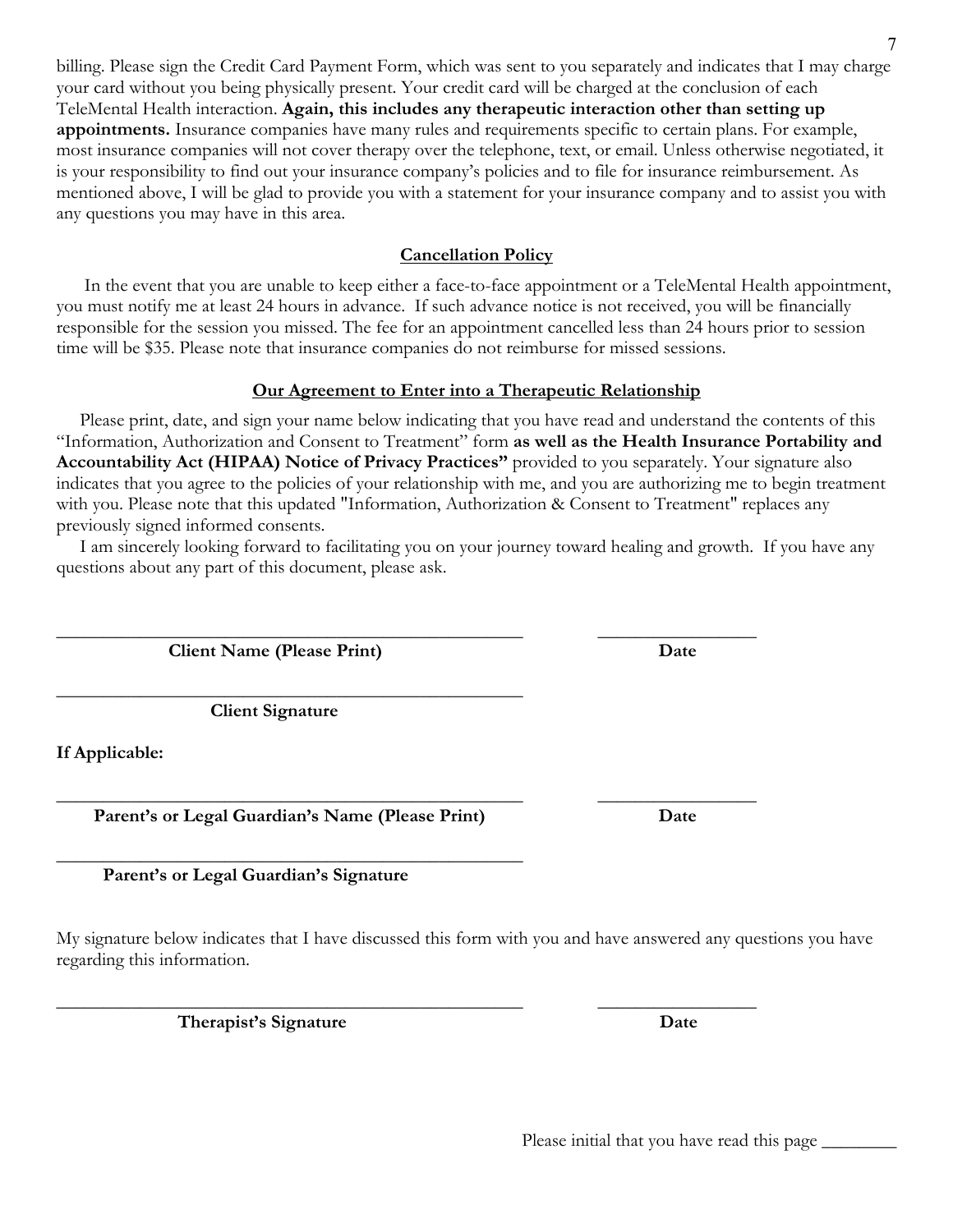billing. Please sign the Credit Card Payment Form, which was sent to you separately and indicates that I may charge your card without you being physically present. Your credit card will be charged at the conclusion of each TeleMental Health interaction. **Again, this includes any therapeutic interaction other than setting up appointments.** Insurance companies have many rules and requirements specific to certain plans. For example, most insurance companies will not cover therapy over the telephone, text, or email. Unless otherwise negotiated, it is your responsibility to find out your insurance company's policies and to file for insurance reimbursement. As mentioned above, I will be glad to provide you with a statement for your insurance company and to assist you with any questions you may have in this area.

## Cancellation Policy

In the event that you are unable to keep either a face-to-face appointment or a TeleMental Health appointment, you must notify me at least 24 hours in advance. If such advance notice is not received, you will be financially responsible for the session you missed. The fee for an appointment cancelled less than 24 hours prior to session time will be $35. Please note that insurance companies do not reimburse for missed sessions.

## Our Agreement to Enter into a Therapeutic Relationship

Please print, date, and sign your name below indicating that you have read and understand the contents of this "Information, Authorization and Consent to Treatment" form **as well as the Health Insurance Portability and Accountability Act (HIPAA) Notice of Privacy Practices"** provided to you separately. Your signature also indicates that you agree to the policies of your relationship with me, and you are authorizing me to begin treatment with you. Please note that this updated "Information, Authorization & Consent to Treatment" replaces any previously signed informed consents.

I am sincerely looking forward to facilitating you on your journey toward healing and growth. If you have any questions about any part of this document, please ask.

\_\_\_\_\_\_\_\_\_\_\_\_\_\_\_\_\_\_\_\_\_\_\_\_\_\_\_\_\_\_\_\_\_\_\_\_\_\_\_\_ \_\_\_\_\_\_\_\_\_\_\_\_\_\_
**Client Name (Please Print)** **Date**

\_\_\_\_\_\_\_\_\_\_\_\_\_\_\_\_\_\_\_\_\_\_\_\_\_\_\_\_\_\_\_\_\_\_\_\_\_\_\_\_
**Client Signature**

**If Applicable:**

\_\_\_\_\_\_\_\_\_\_\_\_\_\_\_\_\_\_\_\_\_\_\_\_\_\_\_\_\_\_\_\_\_\_\_\_\_\_\_\_ \_\_\_\_\_\_\_\_\_\_\_\_\_\_
**Parent's or Legal Guardian's Name (Please Print)** **Date**

\_\_\_\_\_\_\_\_\_\_\_\_\_\_\_\_\_\_\_\_\_\_\_\_\_\_\_\_\_\_\_\_\_\_\_\_\_\_\_\_
**Parent's or Legal Guardian's Signature**

My signature below indicates that I have discussed this form with you and have answered any questions you have regarding this information.

\_\_\_\_\_\_\_\_\_\_\_\_\_\_\_\_\_\_\_\_\_\_\_\_\_\_\_\_\_\_\_\_\_\_\_\_\_\_\_\_ \_\_\_\_\_\_\_\_\_\_\_\_\_\_
**Therapist's Signature** **Date**

Please initial that you have read this page \_\_\_\_\_\_\_\_